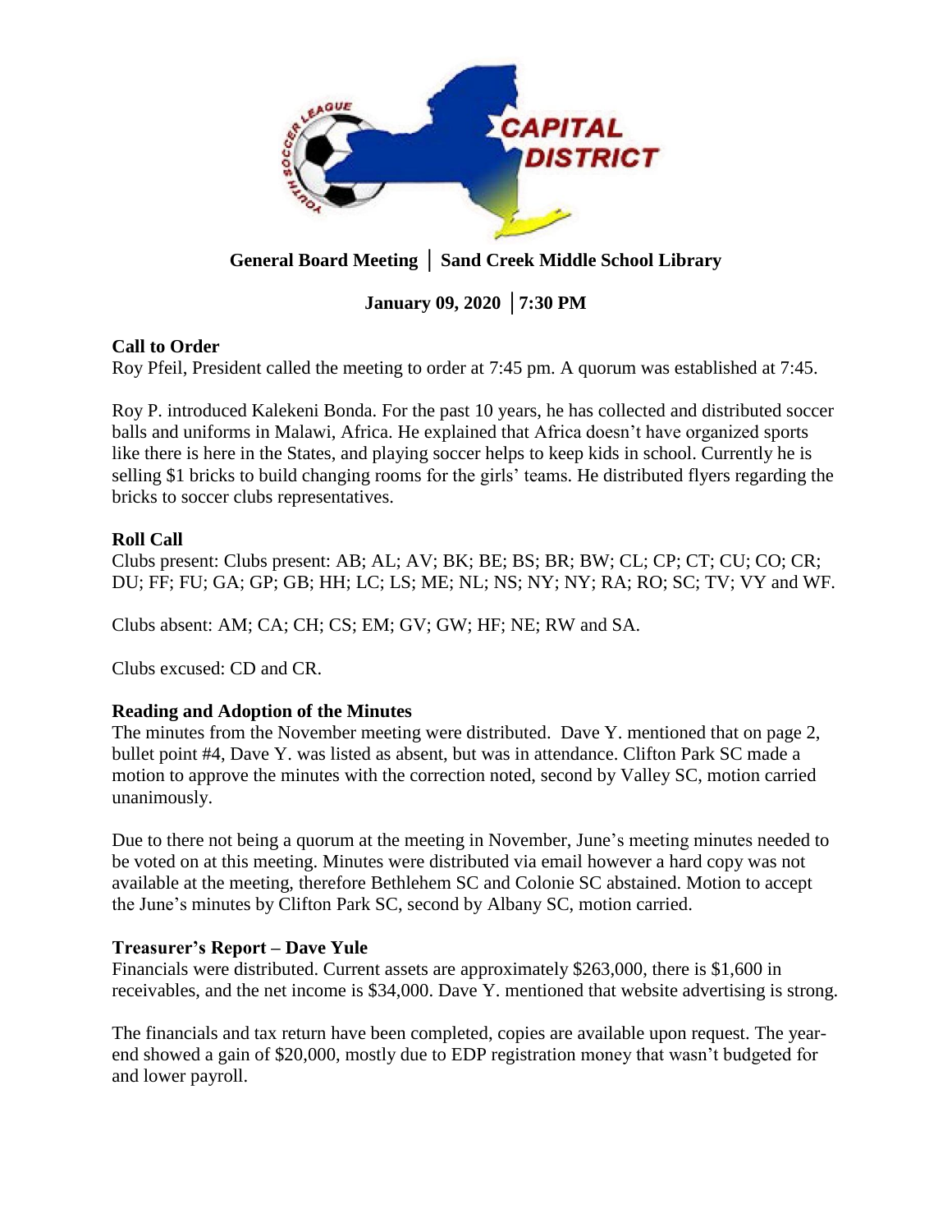**General Board Meeting │ Sand Creek Middle School Library**

**January 09, 2020 │7:30 PM**

**Call to Order**

Roy Pfeil, President called the meeting to order at 7:45 pm. A quorum was established at 7:45.

Roy P. introduced Kalekeni Bonda. For the past 10 years, he has collected and distributed soccer balls and uniforms in Malawi, Africa. He explained that Africa doesn't have organized sports like there is here in the States, and playing soccer helps to keep kids in school. Currently he is selling $1 bricks to build changing rooms for the girls' teams. He distributed flyers regarding the bricks to soccer clubs representatives.

**Roll Call**

Clubs present: Clubs present: AB; AL; AV; BK; BE; BS; BR; BW; CL; CP; CT; CU; CO; CR; DU; FF; FU; GA; GP; GB; HH; LC; LS; ME; NL; NS; NY; NY; RA; RO; SC; TV; VY and WF.

Clubs absent: AM; CA; CH; CS; EM; GV; GW; HF; NE; RW and SA.

Clubs excused: CD and CR.

**Reading and Adoption of the Minutes**

The minutes from the November meeting were distributed. Dave Y. mentioned that on page 2, bullet point #4, Dave Y. was listed as absent, but was in attendance. Clifton Park SC made a motion to approve the minutes with the correction noted, second by Valley SC, motion carried unanimously.

Due to there not being a quorum at the meeting in November, June's meeting minutes needed to be voted on at this meeting. Minutes were distributed via email however a hard copy was not available at the meeting, therefore Bethlehem SC and Colonie SC abstained. Motion to accept the June's minutes by Clifton Park SC, second by Albany SC, motion carried.

**Treasurer's Report – Dave Yule**

Financials were distributed. Current assets are approximately $263,000, there is $1,600 in receivables, and the net income is $34,000. Dave Y. mentioned that website advertising is strong.

The financials and tax return have been completed, copies are available upon request. The year-end showed a gain of $20,000, mostly due to EDP registration money that wasn't budgeted for and lower payroll.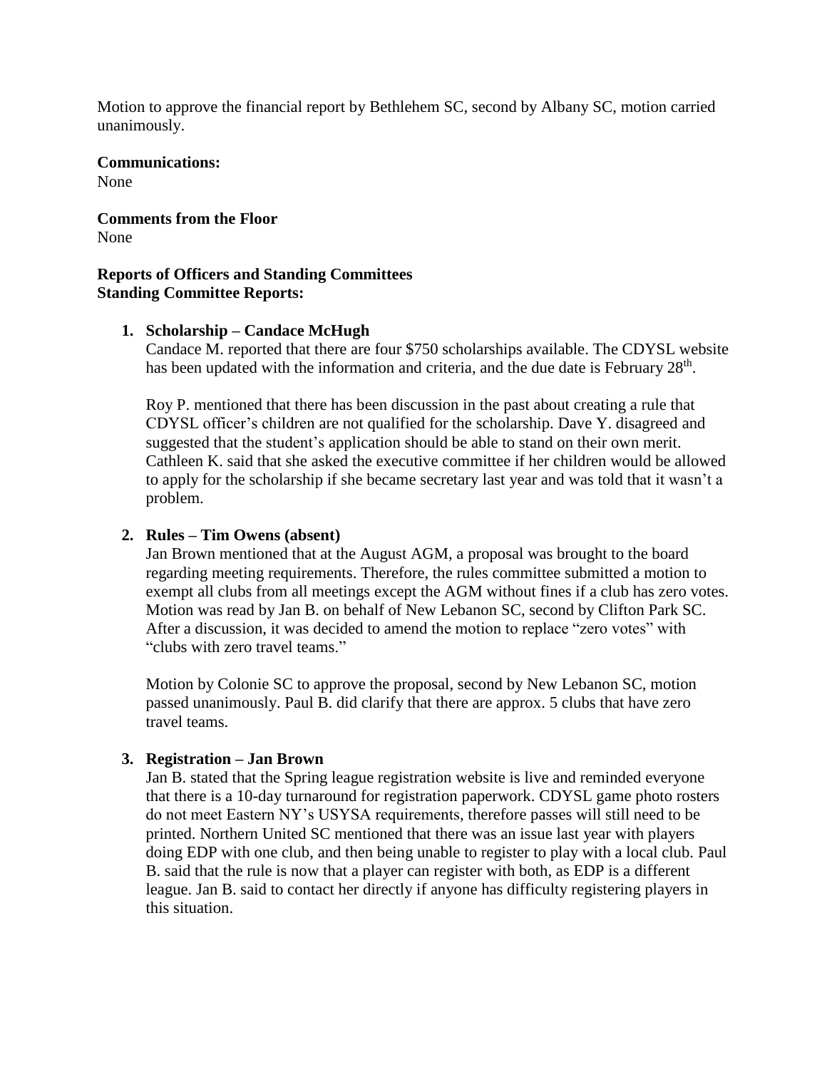Motion to approve the financial report by Bethlehem SC, second by Albany SC, motion carried unanimously.

**Communications:**
None

**Comments from the Floor**
None

**Reports of Officers and Standing Committees**
**Standing Committee Reports:**

1. **Scholarship – Candace McHugh**
   Candace M. reported that there are four $750 scholarships available. The CDYSL website has been updated with the information and criteria, and the due date is February 28th.

   Roy P. mentioned that there has been discussion in the past about creating a rule that CDYSL officer's children are not qualified for the scholarship. Dave Y. disagreed and suggested that the student's application should be able to stand on their own merit. Cathleen K. said that she asked the executive committee if her children would be allowed to apply for the scholarship if she became secretary last year and was told that it wasn't a problem.

2. **Rules – Tim Owens (absent)**
   Jan Brown mentioned that at the August AGM, a proposal was brought to the board regarding meeting requirements. Therefore, the rules committee submitted a motion to exempt all clubs from all meetings except the AGM without fines if a club has zero votes. Motion was read by Jan B. on behalf of New Lebanon SC, second by Clifton Park SC. After a discussion, it was decided to amend the motion to replace "zero votes" with "clubs with zero travel teams."

   Motion by Colonie SC to approve the proposal, second by New Lebanon SC, motion passed unanimously. Paul B. did clarify that there are approx. 5 clubs that have zero travel teams.

3. **Registration – Jan Brown**
   Jan B. stated that the Spring league registration website is live and reminded everyone that there is a 10-day turnaround for registration paperwork. CDYSL game photo rosters do not meet Eastern NY's USYSA requirements, therefore passes will still need to be printed. Northern United SC mentioned that there was an issue last year with players doing EDP with one club, and then being unable to register to play with a local club. Paul B. said that the rule is now that a player can register with both, as EDP is a different league. Jan B. said to contact her directly if anyone has difficulty registering players in this situation.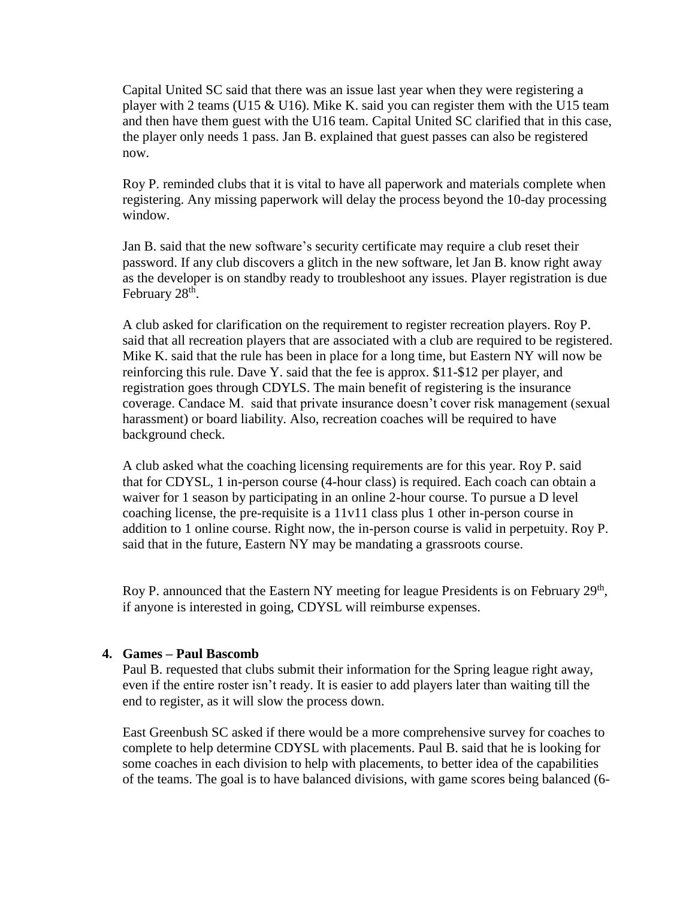Capital United SC said that there was an issue last year when they were registering a player with 2 teams (U15 & U16). Mike K. said you can register them with the U15 team and then have them guest with the U16 team. Capital United SC clarified that in this case, the player only needs 1 pass. Jan B. explained that guest passes can also be registered now.

Roy P. reminded clubs that it is vital to have all paperwork and materials complete when registering. Any missing paperwork will delay the process beyond the 10-day processing window.

Jan B. said that the new software's security certificate may require a club reset their password. If any club discovers a glitch in the new software, let Jan B. know right away as the developer is on standby ready to troubleshoot any issues. Player registration is due February 28th.

A club asked for clarification on the requirement to register recreation players. Roy P. said that all recreation players that are associated with a club are required to be registered. Mike K. said that the rule has been in place for a long time, but Eastern NY will now be reinforcing this rule. Dave Y. said that the fee is approx. $11-$12 per player, and registration goes through CDYLS. The main benefit of registering is the insurance coverage. Candace M. said that private insurance doesn't cover risk management (sexual harassment) or board liability. Also, recreation coaches will be required to have background check.

A club asked what the coaching licensing requirements are for this year. Roy P. said that for CDYSL, 1 in-person course (4-hour class) is required. Each coach can obtain a waiver for 1 season by participating in an online 2-hour course. To pursue a D level coaching license, the pre-requisite is a 11v11 class plus 1 other in-person course in addition to 1 online course. Right now, the in-person course is valid in perpetuity. Roy P. said that in the future, Eastern NY may be mandating a grassroots course.

Roy P. announced that the Eastern NY meeting for league Presidents is on February 29th, if anyone is interested in going, CDYSL will reimburse expenses.

4. **Games – Paul Bascomb**

Paul B. requested that clubs submit their information for the Spring league right away, even if the entire roster isn't ready. It is easier to add players later than waiting till the end to register, as it will slow the process down.

East Greenbush SC asked if there would be a more comprehensive survey for coaches to complete to help determine CDYSL with placements. Paul B. said that he is looking for some coaches in each division to help with placements, to better idea of the capabilities of the teams. The goal is to have balanced divisions, with game scores being balanced (6-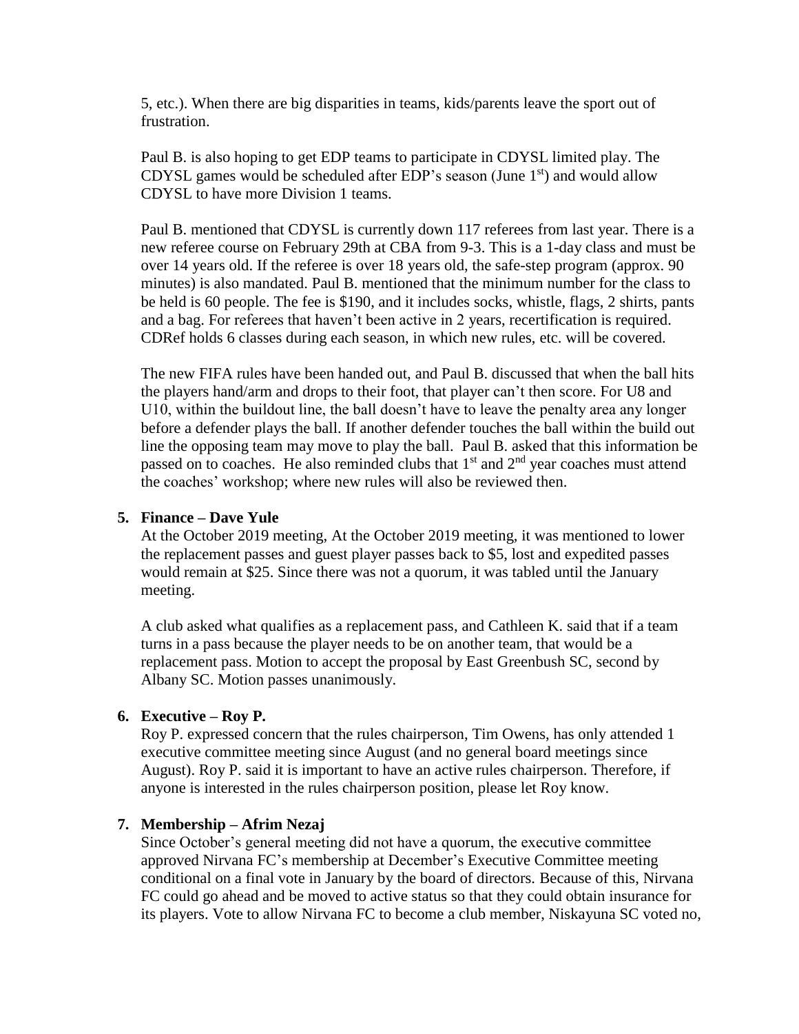5, etc.). When there are big disparities in teams, kids/parents leave the sport out of frustration.

Paul B. is also hoping to get EDP teams to participate in CDYSL limited play. The CDYSL games would be scheduled after EDP's season (June 1st) and would allow CDYSL to have more Division 1 teams.

Paul B. mentioned that CDYSL is currently down 117 referees from last year. There is a new referee course on February 29th at CBA from 9-3. This is a 1-day class and must be over 14 years old. If the referee is over 18 years old, the safe-step program (approx. 90 minutes) is also mandated. Paul B. mentioned that the minimum number for the class to be held is 60 people. The fee is $190, and it includes socks, whistle, flags, 2 shirts, pants and a bag. For referees that haven't been active in 2 years, recertification is required. CDRef holds 6 classes during each season, in which new rules, etc. will be covered.

The new FIFA rules have been handed out, and Paul B. discussed that when the ball hits the players hand/arm and drops to their foot, that player can't then score. For U8 and U10, within the buildout line, the ball doesn't have to leave the penalty area any longer before a defender plays the ball. If another defender touches the ball within the build out line the opposing team may move to play the ball. Paul B. asked that this information be passed on to coaches. He also reminded clubs that 1st and 2nd year coaches must attend the coaches' workshop; where new rules will also be reviewed then.

5. **Finance – Dave Yule**

   At the October 2019 meeting, At the October 2019 meeting, it was mentioned to lower the replacement passes and guest player passes back to $5, lost and expedited passes would remain at $25. Since there was not a quorum, it was tabled until the January meeting.

   A club asked what qualifies as a replacement pass, and Cathleen K. said that if a team turns in a pass because the player needs to be on another team, that would be a replacement pass. Motion to accept the proposal by East Greenbush SC, second by Albany SC. Motion passes unanimously.

6. **Executive – Roy P.**

   Roy P. expressed concern that the rules chairperson, Tim Owens, has only attended 1 executive committee meeting since August (and no general board meetings since August). Roy P. said it is important to have an active rules chairperson. Therefore, if anyone is interested in the rules chairperson position, please let Roy know.

7. **Membership – Afrim Nezaj**

   Since October's general meeting did not have a quorum, the executive committee approved Nirvana FC's membership at December's Executive Committee meeting conditional on a final vote in January by the board of directors. Because of this, Nirvana FC could go ahead and be moved to active status so that they could obtain insurance for its players. Vote to allow Nirvana FC to become a club member, Niskayuna SC voted no,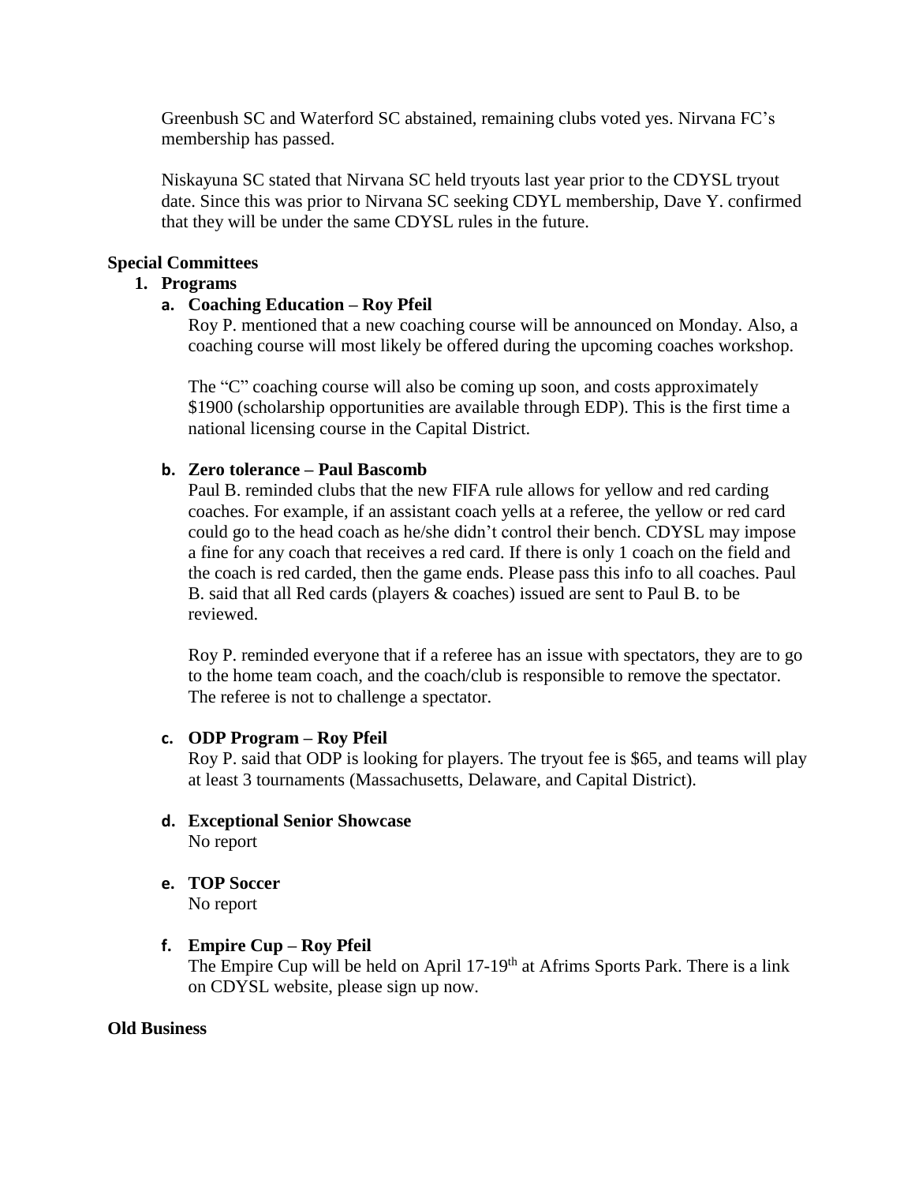Greenbush SC and Waterford SC abstained, remaining clubs voted yes. Nirvana FC's membership has passed.

Niskayuna SC stated that Nirvana SC held tryouts last year prior to the CDYSL tryout date. Since this was prior to Nirvana SC seeking CDYL membership, Dave Y. confirmed that they will be under the same CDYSL rules in the future.

**Special Committees**

1. **Programs**

   a. **Coaching Education – Roy Pfeil**
   
      Roy P. mentioned that a new coaching course will be announced on Monday. Also, a coaching course will most likely be offered during the upcoming coaches workshop.

      The "C" coaching course will also be coming up soon, and costs approximately $1900 (scholarship opportunities are available through EDP). This is the first time a national licensing course in the Capital District.

   b. **Zero tolerance – Paul Bascomb**
   
      Paul B. reminded clubs that the new FIFA rule allows for yellow and red carding coaches. For example, if an assistant coach yells at a referee, the yellow or red card could go to the head coach as he/she didn't control their bench. CDYSL may impose a fine for any coach that receives a red card. If there is only 1 coach on the field and the coach is red carded, then the game ends. Please pass this info to all coaches. Paul B. said that all Red cards (players & coaches) issued are sent to Paul B. to be reviewed.

      Roy P. reminded everyone that if a referee has an issue with spectators, they are to go to the home team coach, and the coach/club is responsible to remove the spectator. The referee is not to challenge a spectator.

   c. **ODP Program – Roy Pfeil**
   
      Roy P. said that ODP is looking for players. The tryout fee is $65, and teams will play at least 3 tournaments (Massachusetts, Delaware, and Capital District).

   d. **Exceptional Senior Showcase**
   
      No report

   e. **TOP Soccer**
   
      No report

   f. **Empire Cup – Roy Pfeil**
   
      The Empire Cup will be held on April 17-19th at Afrims Sports Park. There is a link on CDYSL website, please sign up now.

**Old Business**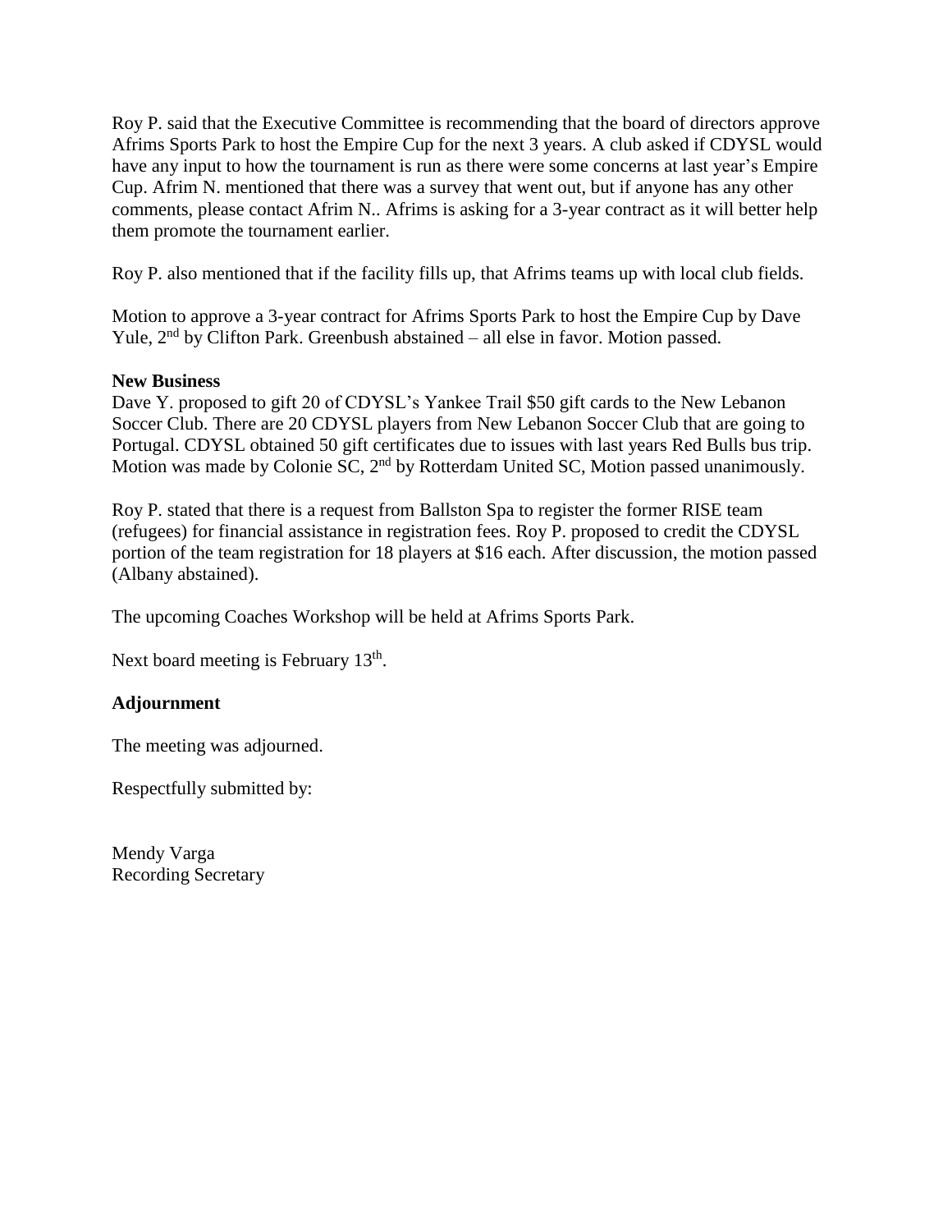Roy P. said that the Executive Committee is recommending that the board of directors approve Afrims Sports Park to host the Empire Cup for the next 3 years. A club asked if CDYSL would have any input to how the tournament is run as there were some concerns at last year's Empire Cup. Afrim N. mentioned that there was a survey that went out, but if anyone has any other comments, please contact Afrim N.. Afrims is asking for a 3-year contract as it will better help them promote the tournament earlier.

Roy P. also mentioned that if the facility fills up, that Afrims teams up with local club fields.

Motion to approve a 3-year contract for Afrims Sports Park to host the Empire Cup by Dave Yule, 2nd by Clifton Park. Greenbush abstained – all else in favor. Motion passed.

**New Business**

Dave Y. proposed to gift 20 of CDYSL's Yankee Trail $50 gift cards to the New Lebanon Soccer Club. There are 20 CDYSL players from New Lebanon Soccer Club that are going to Portugal. CDYSL obtained 50 gift certificates due to issues with last years Red Bulls bus trip. Motion was made by Colonie SC, 2nd by Rotterdam United SC, Motion passed unanimously.

Roy P. stated that there is a request from Ballston Spa to register the former RISE team (refugees) for financial assistance in registration fees. Roy P. proposed to credit the CDYSL portion of the team registration for 18 players at $16 each. After discussion, the motion passed (Albany abstained).

The upcoming Coaches Workshop will be held at Afrims Sports Park.

Next board meeting is February 13th.

**Adjournment**

The meeting was adjourned.

Respectfully submitted by:

Mendy Varga
Recording Secretary